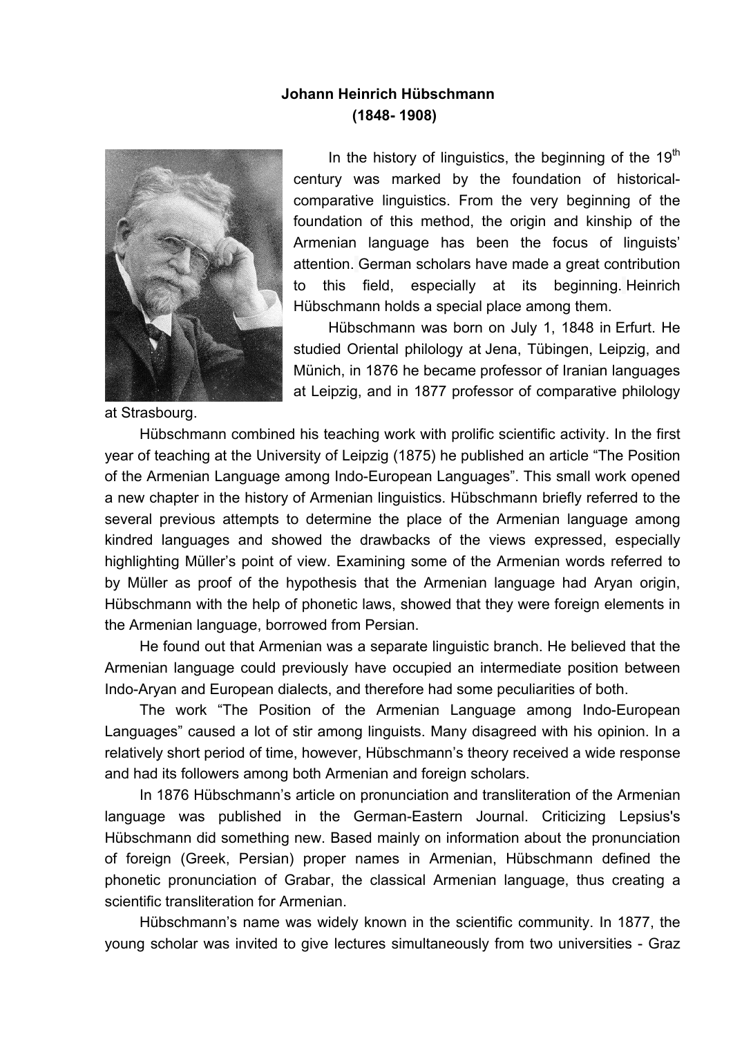**Johann Heinrich Hübschmann**
**(1848- 1908)**

In the history of linguistics, the beginning of the 19th century was marked by the foundation of historical-comparative linguistics. From the very beginning of the foundation of this method, the origin and kinship of the Armenian language has been the focus of linguists' attention. German scholars have made a great contribution to this field, especially at its beginning. Heinrich Hübschmann holds a special place among them.

Hübschmann was born on July 1, 1848 in Erfurt. He studied Oriental philology at Jena, Tübingen, Leipzig, and Münich, in 1876 he became professor of Iranian languages at Leipzig, and in 1877 professor of comparative philology at Strasbourg.

Hübschmann combined his teaching work with prolific scientific activity. In the first year of teaching at the University of Leipzig (1875) he published an article "The Position of the Armenian Language among Indo-European Languages". This small work opened a new chapter in the history of Armenian linguistics. Hübschmann briefly referred to the several previous attempts to determine the place of the Armenian language among kindred languages and showed the drawbacks of the views expressed, especially highlighting Müller's point of view. Examining some of the Armenian words referred to by Müller as proof of the hypothesis that the Armenian language had Aryan origin, Hübschmann with the help of phonetic laws, showed that they were foreign elements in the Armenian language, borrowed from Persian.

He found out that Armenian was a separate linguistic branch. He believed that the Armenian language could previously have occupied an intermediate position between Indo-Aryan and European dialects, and therefore had some peculiarities of both.

The work "The Position of the Armenian Language among Indo-European Languages" caused a lot of stir among linguists. Many disagreed with his opinion. In a relatively short period of time, however, Hübschmann's theory received a wide response and had its followers among both Armenian and foreign scholars.

In 1876 Hübschmann's article on pronunciation and transliteration of the Armenian language was published in the German-Eastern Journal. Criticizing Lepsius's Hübschmann did something new. Based mainly on information about the pronunciation of foreign (Greek, Persian) proper names in Armenian, Hübschmann defined the phonetic pronunciation of Grabar, the classical Armenian language, thus creating a scientific transliteration for Armenian.

Hübschmann's name was widely known in the scientific community. In 1877, the young scholar was invited to give lectures simultaneously from two universities - Graz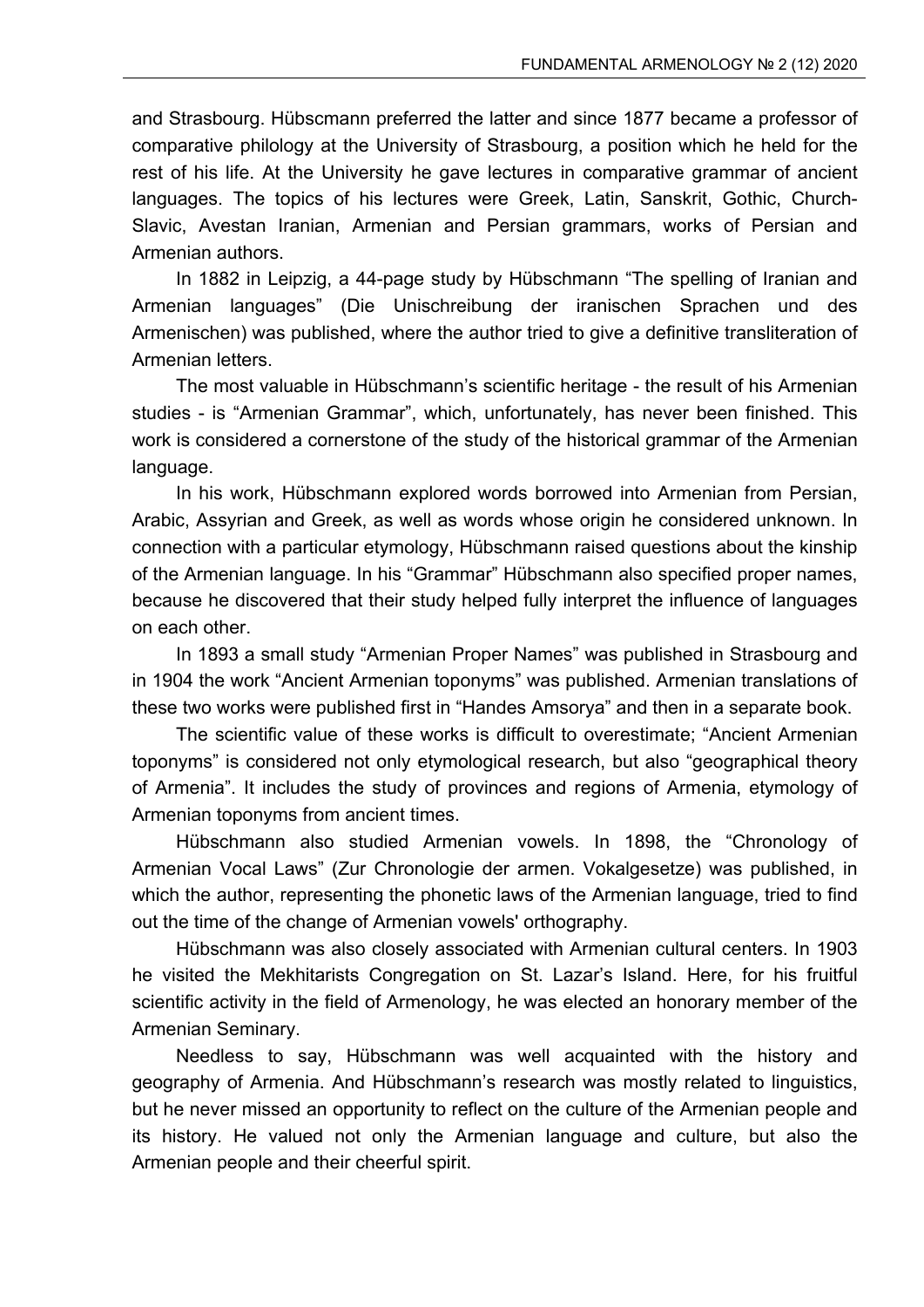and Strasbourg. Hübscmann preferred the latter and since 1877 became a professor of comparative philology at the University of Strasbourg, a position which he held for the rest of his life. At the University he gave lectures in comparative grammar of ancient languages. The topics of his lectures were Greek, Latin, Sanskrit, Gothic, Church-Slavic, Avestan Iranian, Armenian and Persian grammars, works of Persian and Armenian authors.

In 1882 in Leipzig, a 44-page study by Hübschmann "The spelling of Iranian and Armenian languages" (Die Unischreibung der iranischen Sprachen und des Armenischen) was published, where the author tried to give a definitive transliteration of Armenian letters.

The most valuable in Hübschmann's scientific heritage - the result of his Armenian studies - is "Armenian Grammar", which, unfortunately, has never been finished. This work is considered a cornerstone of the study of the historical grammar of the Armenian language.

In his work, Hübschmann explored words borrowed into Armenian from Persian, Arabic, Assyrian and Greek, as well as words whose origin he considered unknown. In connection with a particular etymology, Hübschmann raised questions about the kinship of the Armenian language. In his "Grammar" Hübschmann also specified proper names, because he discovered that their study helped fully interpret the influence of languages on each other.

In 1893 a small study "Armenian Proper Names" was published in Strasbourg and in 1904 the work "Ancient Armenian toponyms" was published. Armenian translations of these two works were published first in "Handes Amsorya" and then in a separate book.

The scientific value of these works is difficult to overestimate; "Ancient Armenian toponyms" is considered not only etymological research, but also "geographical theory of Armenia". It includes the study of provinces and regions of Armenia, etymology of Armenian toponyms from ancient times.

Hübschmann also studied Armenian vowels. In 1898, the "Chronology of Armenian Vocal Laws" (Zur Chronologie der armen. Vokalgesetze) was published, in which the author, representing the phonetic laws of the Armenian language, tried to find out the time of the change of Armenian vowels' orthography.

Hübschmann was also closely associated with Armenian cultural centers. In 1903 he visited the Mekhitarists Congregation on St. Lazar's Island. Here, for his fruitful scientific activity in the field of Armenology, he was elected an honorary member of the Armenian Seminary.

Needless to say, Hübschmann was well acquainted with the history and geography of Armenia. And Hübschmann's research was mostly related to linguistics, but he never missed an opportunity to reflect on the culture of the Armenian people and its history. He valued not only the Armenian language and culture, but also the Armenian people and their cheerful spirit.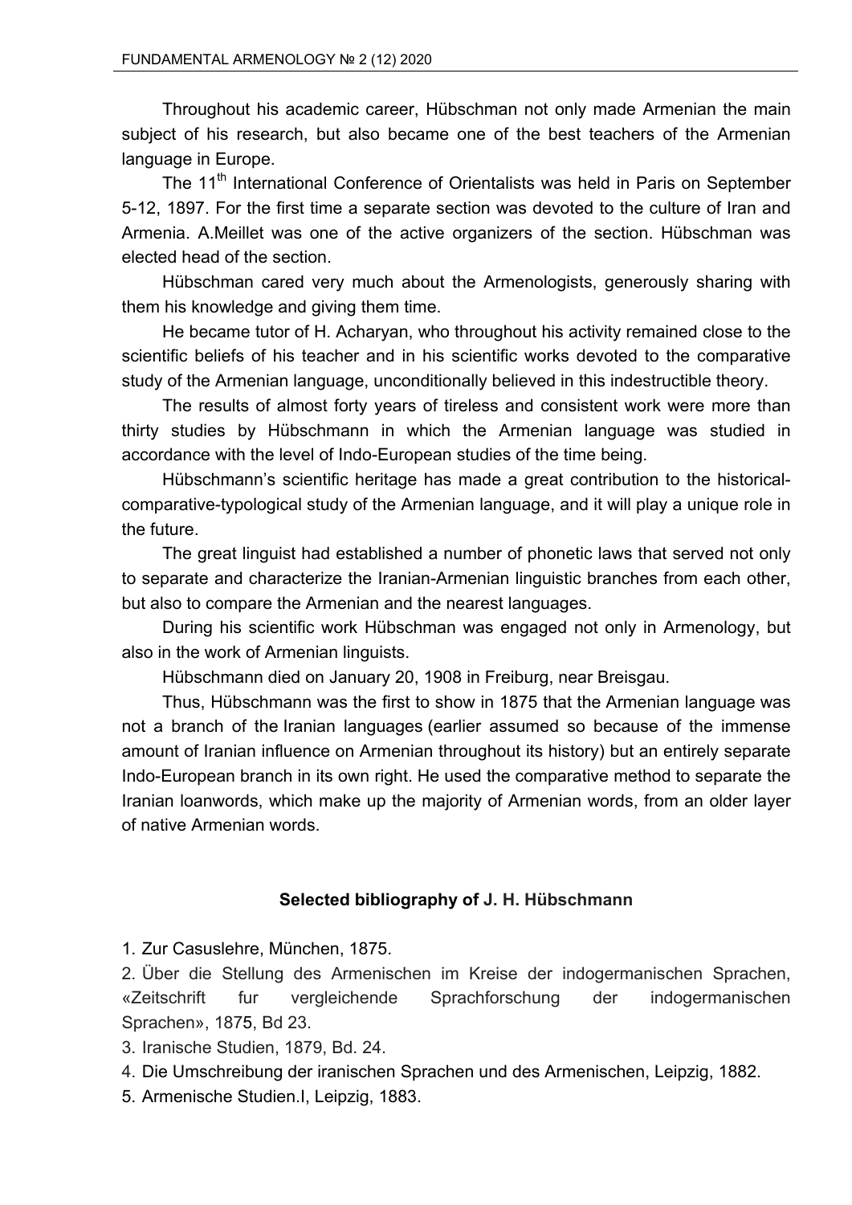Throughout his academic career, Hübschman not only made Armenian the main subject of his research, but also became one of the best teachers of the Armenian language in Europe.

The 11th International Conference of Orientalists was held in Paris on September 5-12, 1897. For the first time a separate section was devoted to the culture of Iran and Armenia. A.Meillet was one of the active organizers of the section. Hübschman was elected head of the section.

Hübschman cared very much about the Armenologists, generously sharing with them his knowledge and giving them time.

He became tutor of H. Acharyan, who throughout his activity remained close to the scientific beliefs of his teacher and in his scientific works devoted to the comparative study of the Armenian language, unconditionally believed in this indestructible theory.

The results of almost forty years of tireless and consistent work were more than thirty studies by Hübschmann in which the Armenian language was studied in accordance with the level of Indo-European studies of the time being.

Hübschmann's scientific heritage has made a great contribution to the historical-comparative-typological study of the Armenian language, and it will play a unique role in the future.

The great linguist had established a number of phonetic laws that served not only to separate and characterize the Iranian-Armenian linguistic branches from each other, but also to compare the Armenian and the nearest languages.

During his scientific work Hübschman was engaged not only in Armenology, but also in the work of Armenian linguists.

Hübschmann died on January 20, 1908 in Freiburg, near Breisgau.

Thus, Hübschmann was the first to show in 1875 that the Armenian language was not a branch of the Iranian languages (earlier assumed so because of the immense amount of Iranian influence on Armenian throughout its history) but an entirely separate Indo-European branch in its own right. He used the comparative method to separate the Iranian loanwords, which make up the majority of Armenian words, from an older layer of native Armenian words.

**Selected bibliography of J. H. Hübschmann**

1. Zur Casuslehre, München, 1875.
2. Über die Stellung des Armenischen im Kreise der indogermanischen Sprachen, «Zeitschrift fur vergleichende Sprachforschung der indogermanischen Sprachen», 1875, Bd 23.
3. Iranische Studien, 1879, Bd. 24.
4. Die Umschreibung der iranischen Sprachen und des Armenischen, Leipzig, 1882.
5. Armenische Studien.I, Leipzig, 1883.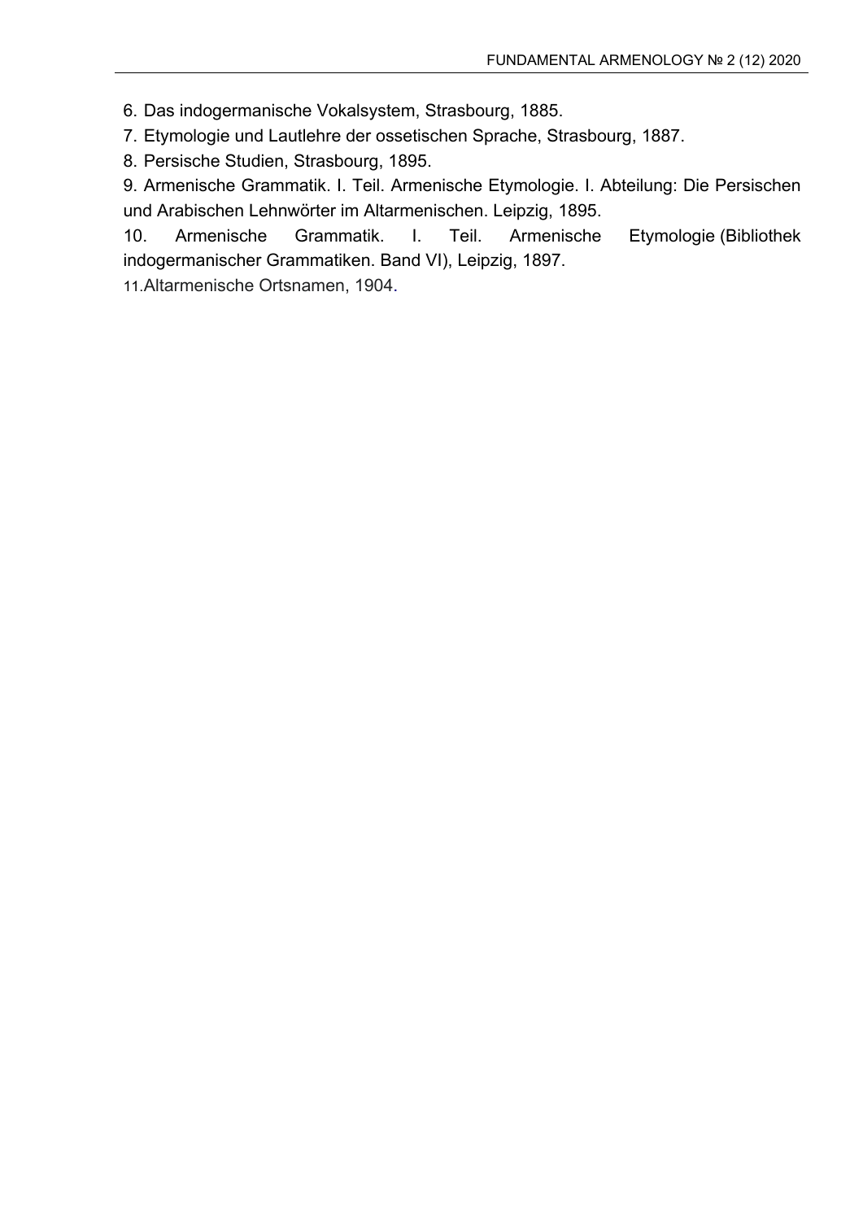6. Das indogermanische Vokalsystem, Strasbourg, 1885.
7. Etymologie und Lautlehre der ossetischen Sprache, Strasbourg, 1887.
8. Persische Studien, Strasbourg, 1895.
9. Armenische Grammatik. I. Teil. Armenische Etymologie. I. Abteilung: Die Persischen und Arabischen Lehnwörter im Altarmenischen. Leipzig, 1895.
10. Armenische Grammatik. I. Teil. Armenische Etymologie (Bibliothek indogermanischer Grammatiken. Band VI), Leipzig, 1897.
11. Altarmenische Ortsnamen, 1904.